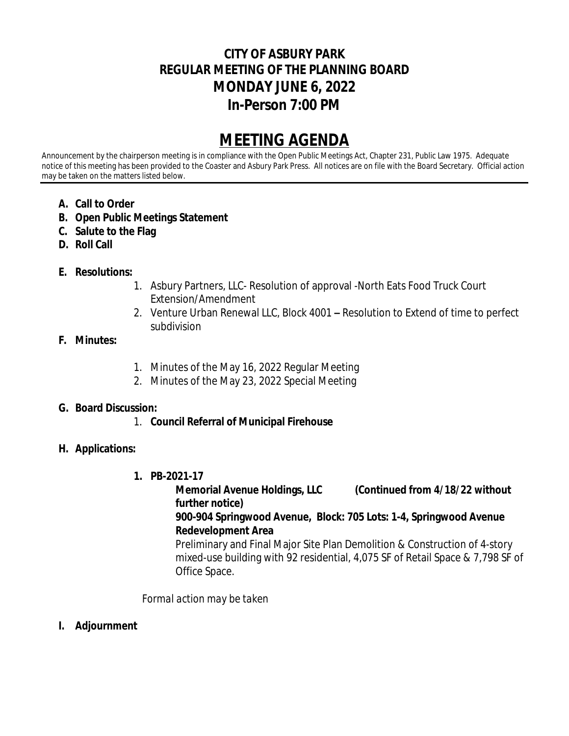# CITY OF ASBURY PARK
# REGULAR MEETING OF THE PLANNING BOARD
# MONDAY JUNE 6, 2022
# In-Person 7:00 PM

# MEETING AGENDA

Announcement by the chairperson meeting is in compliance with the Open Public Meetings Act, Chapter 231, Public Law 1975. Adequate notice of this meeting has been provided to the Coaster and Asbury Park Press. All notices are on file with the Board Secretary. Official action may be taken on the matters listed below.

---

- **A. Call to Order**
- **B. Open Public Meetings Statement**
- **C. Salute to the Flag**
- **D. Roll Call**

**E. Resolutions:**

1. Asbury Partners, LLC- Resolution of approval -North Eats Food Truck Court Extension/Amendment
2. Venture Urban Renewal LLC, Block 4001 – Resolution to Extend of time to perfect subdivision

**F. Minutes:**

1. Minutes of the May 16, 2022 Regular Meeting
2. Minutes of the May 23, 2022 Special Meeting

**G. Board Discussion:**

1. **Council Referral of Municipal Firehouse**

**H. Applications:**

1. **PB-2021-17**

   **Memorial Avenue Holdings, LLC (Continued from 4/18/22 without further notice)**

   **900-904 Springwood Avenue, Block: 705 Lots: 1-4, Springwood Avenue Redevelopment Area**

   Preliminary and Final Major Site Plan Demolition & Construction of 4-story mixed-use building with 92 residential, 4,075 SF of Retail Space & 7,798 SF of Office Space.

*Formal action may be taken*

**I. Adjournment**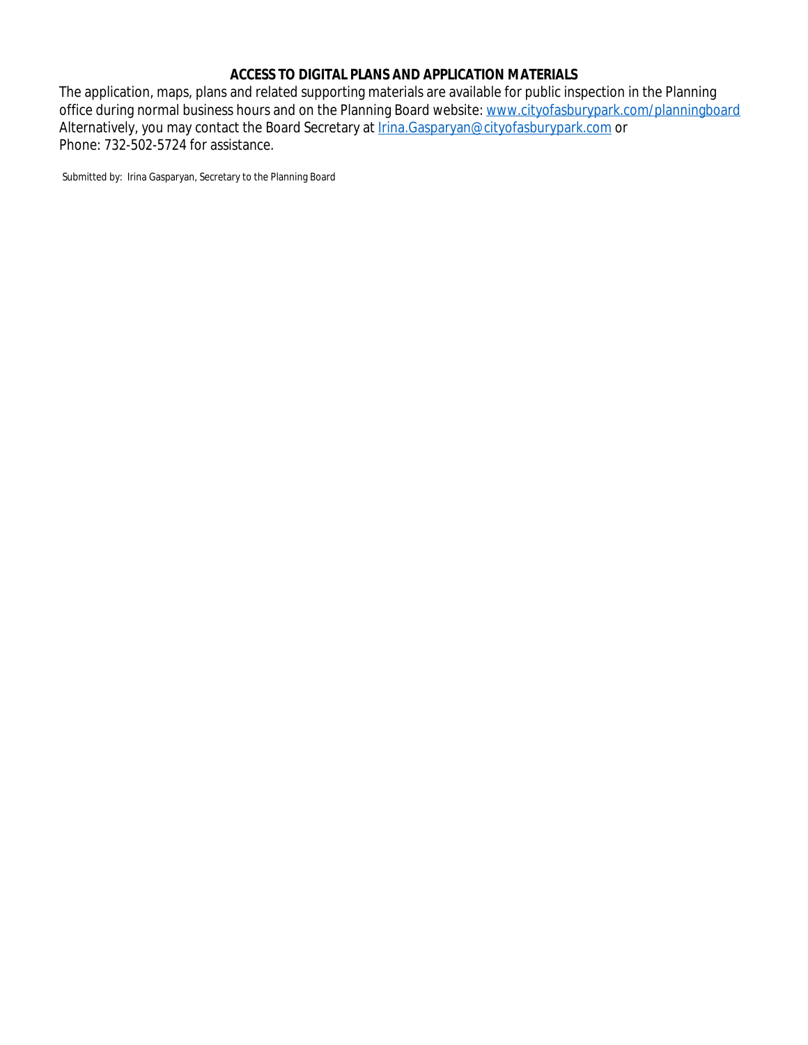## ACCESS TO DIGITAL PLANS AND APPLICATION MATERIALS

The application, maps, plans and related supporting materials are available for public inspection in the Planning office during normal business hours and on the Planning Board website: www.cityofasburypark.com/planningboard Alternatively, you may contact the Board Secretary at Irina.Gasparyan@cityofasburypark.com or Phone: 732-502-5724 for assistance.

Submitted by: Irina Gasparyan, Secretary to the Planning Board